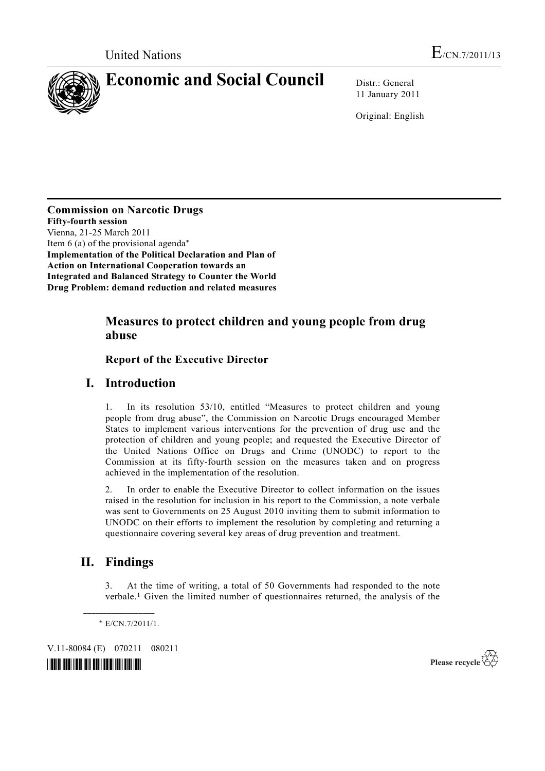United Nations

E/CN.7/2011/13

# Economic and Social Council

Distr.: General
11 January 2011

Original: English

**Commission on Narcotic Drugs**
**Fifty-fourth session**
Vienna, 21-25 March 2011
Item 6 (a) of the provisional agenda*
**Implementation of the Political Declaration and Plan of Action on International Cooperation towards an Integrated and Balanced Strategy to Counter the World Drug Problem: demand reduction and related measures**

## Measures to protect children and young people from drug abuse

### Report of the Executive Director

## I. Introduction

1. In its resolution 53/10, entitled "Measures to protect children and young people from drug abuse", the Commission on Narcotic Drugs encouraged Member States to implement various interventions for the prevention of drug use and the protection of children and young people; and requested the Executive Director of the United Nations Office on Drugs and Crime (UNODC) to report to the Commission at its fifty-fourth session on the measures taken and on progress achieved in the implementation of the resolution.

2. In order to enable the Executive Director to collect information on the issues raised in the resolution for inclusion in his report to the Commission, a note verbale was sent to Governments on 25 August 2010 inviting them to submit information to UNODC on their efforts to implement the resolution by completing and returning a questionnaire covering several key areas of drug prevention and treatment.

## II. Findings

3. At the time of writing, a total of 50 Governments had responded to the note verbale.[1] Given the limited number of questionnaires returned, the analysis of the

---

\* E/CN.7/2011/1.

V.11-80084 (E) 070211 080211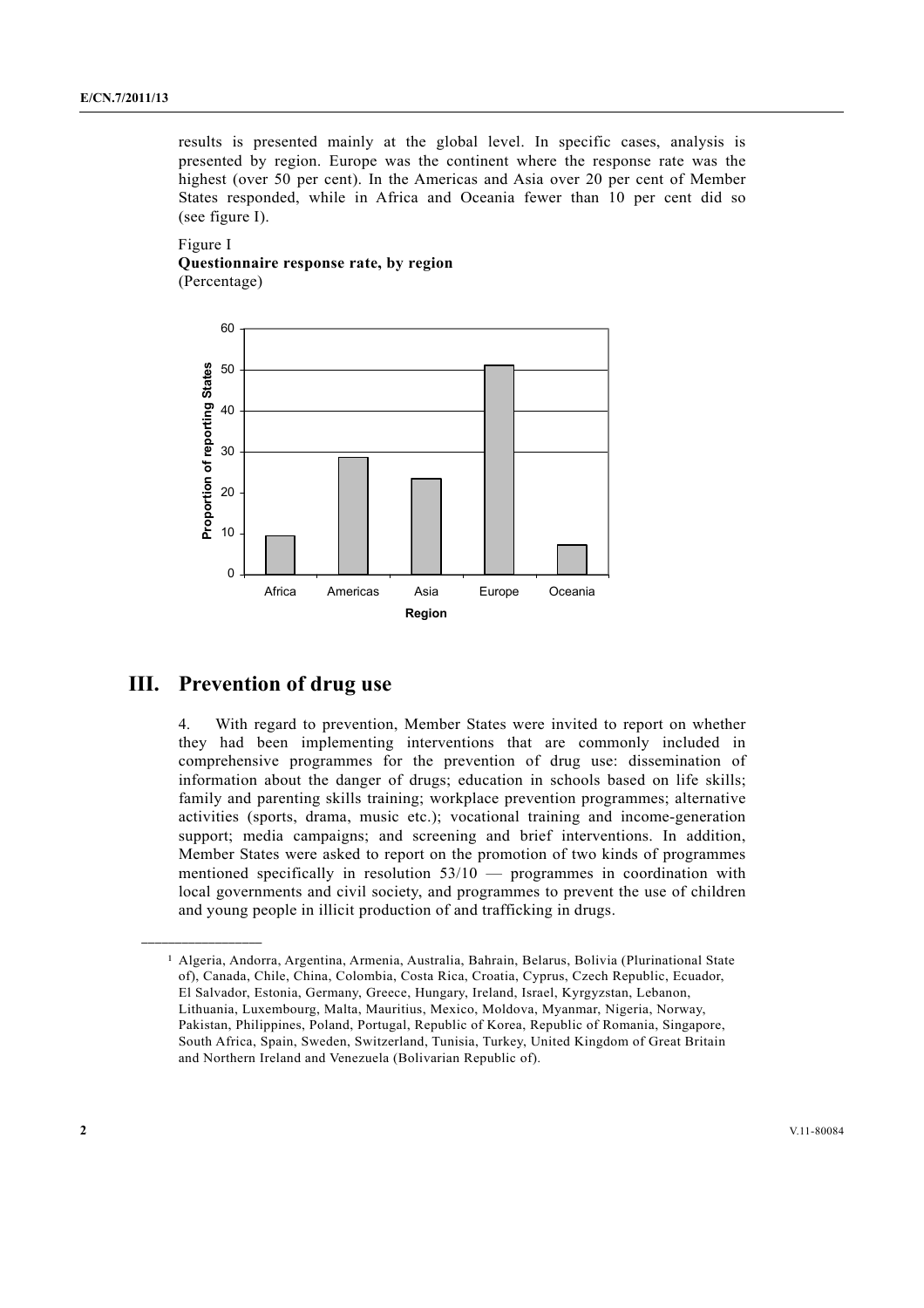results is presented mainly at the global level. In specific cases, analysis is presented by region. Europe was the continent where the response rate was the highest (over 50 per cent). In the Americas and Asia over 20 per cent of Member States responded, while in Africa and Oceania fewer than 10 per cent did so (see figure I).

Figure I
**Questionnaire response rate, by region**
(Percentage)

Proportion of reporting States

60
50
40
30
20
10
0

Africa
Americas
Asia
Europe
Oceania

Region

## III. Prevention of drug use

4. With regard to prevention, Member States were invited to report on whether they had been implementing interventions that are commonly included in comprehensive programmes for the prevention of drug use: dissemination of information about the danger of drugs; education in schools based on life skills; family and parenting skills training; workplace prevention programmes; alternative activities (sports, drama, music etc.); vocational training and income-generation support; media campaigns; and screening and brief interventions. In addition, Member States were asked to report on the promotion of two kinds of programmes mentioned specifically in resolution 53/10 — programmes in coordination with local governments and civil society, and programmes to prevent the use of children and young people in illicit production of and trafficking in drugs.

---

[1] Algeria, Andorra, Argentina, Armenia, Australia, Bahrain, Belarus, Bolivia (Plurinational State of), Canada, Chile, China, Colombia, Costa Rica, Croatia, Cyprus, Czech Republic, Ecuador, El Salvador, Estonia, Germany, Greece, Hungary, Ireland, Israel, Kyrgyzstan, Lebanon, Lithuania, Luxembourg, Malta, Mauritius, Mexico, Moldova, Myanmar, Nigeria, Norway, Pakistan, Philippines, Poland, Portugal, Republic of Korea, Republic of Romania, Singapore, South Africa, Spain, Sweden, Switzerland, Tunisia, Turkey, United Kingdom of Great Britain and Northern Ireland and Venezuela (Bolivarian Republic of).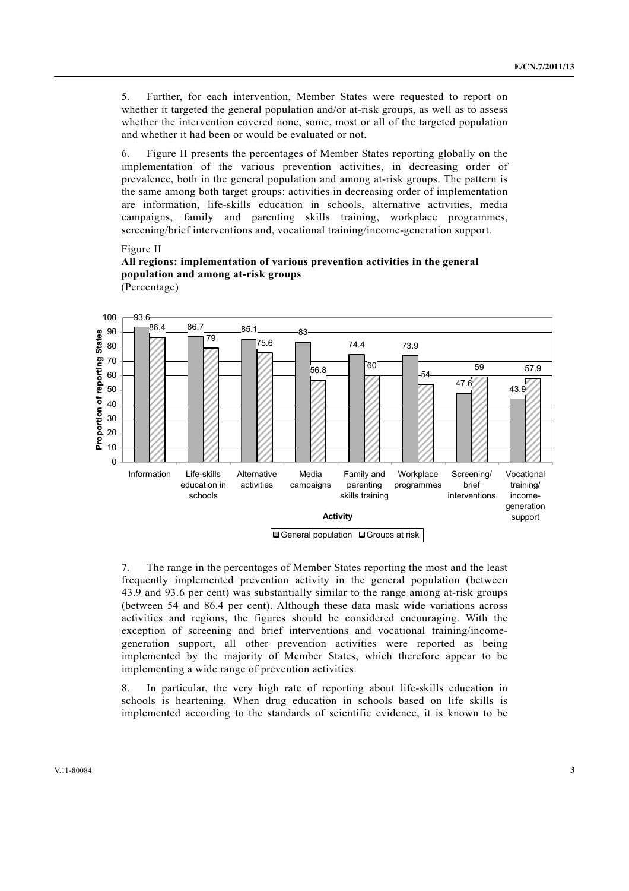5. Further, for each intervention, Member States were requested to report on whether it targeted the general population and/or at-risk groups, as well as to assess whether the intervention covered none, some, most or all of the targeted population and whether it had been or would be evaluated or not.

6. Figure II presents the percentages of Member States reporting globally on the implementation of the various prevention activities, in decreasing order of prevalence, both in the general population and among at-risk groups. The pattern is the same among both target groups: activities in decreasing order of implementation are information, life-skills education in schools, alternative activities, media campaigns, family and parenting skills training, workplace programmes, screening/brief interventions and, vocational training/income-generation support.

Figure II

**All regions: implementation of various prevention activities in the general population and among at-risk groups**

(Percentage)

Proportion of reporting States

100, 90, 80, 70, 60, 50, 40, 30, 20, 10, 0

Information: 93.6, 86.4

Life-skills education in schools: 86.7, 79

Alternative activities: 85.1, 75.6

Media campaigns: 83, 56.8

Family and parenting skills training: 74.4, 60

Workplace programmes: 73.9, 54

Screening/ brief interventions: 47.6, 59

Vocational training/ income-generation support: 43.9, 57.9

Activity

General population   Groups at risk

7. The range in the percentages of Member States reporting the most and the least frequently implemented prevention activity in the general population (between 43.9 and 93.6 per cent) was substantially similar to the range among at-risk groups (between 54 and 86.4 per cent). Although these data mask wide variations across activities and regions, the figures should be considered encouraging. With the exception of screening and brief interventions and vocational training/income-generation support, all other prevention activities were reported as being implemented by the majority of Member States, which therefore appear to be implementing a wide range of prevention activities.

8. In particular, the very high rate of reporting about life-skills education in schools is heartening. When drug education in schools based on life skills is implemented according to the standards of scientific evidence, it is known to be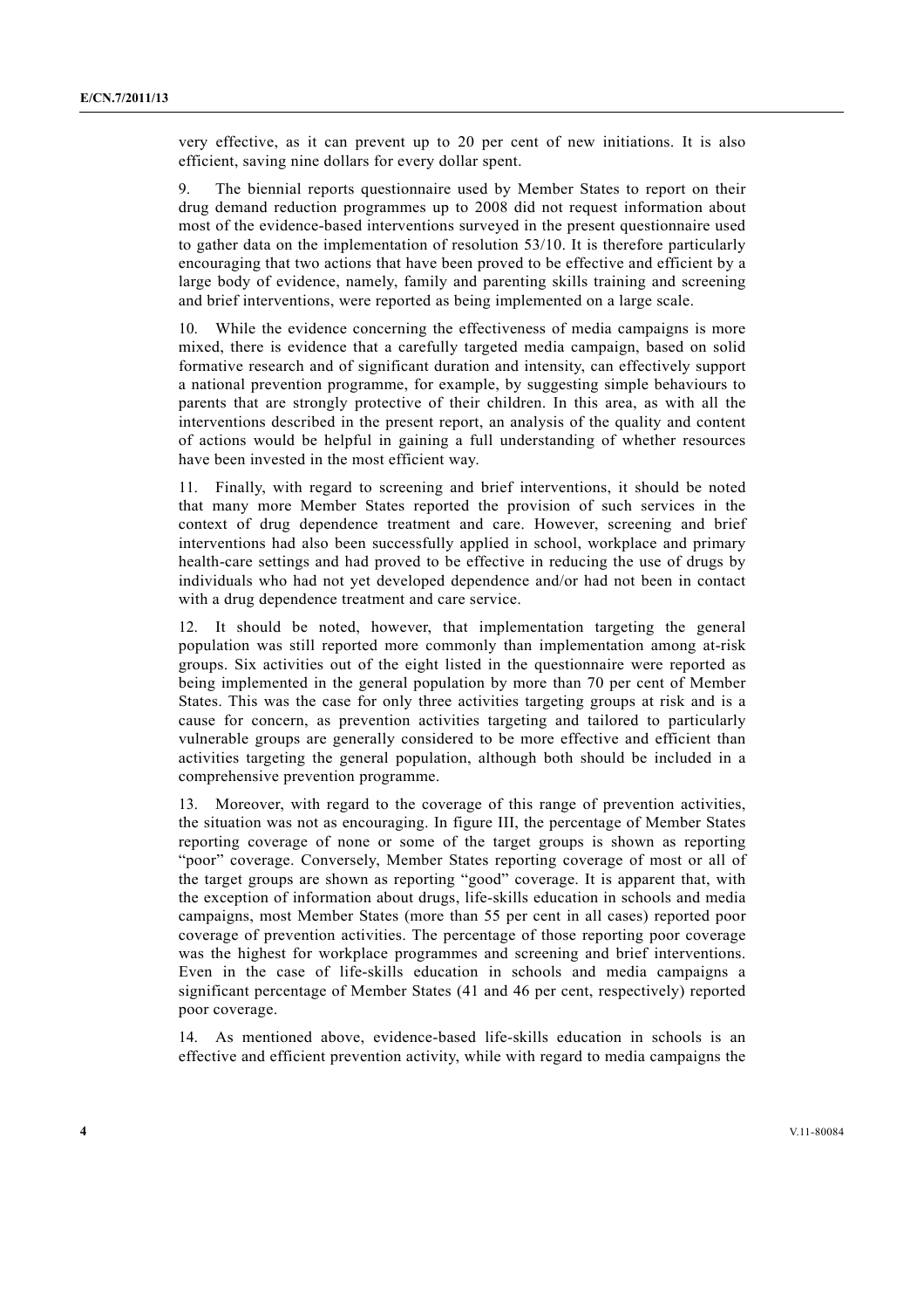very effective, as it can prevent up to 20 per cent of new initiations. It is also efficient, saving nine dollars for every dollar spent.

9. The biennial reports questionnaire used by Member States to report on their drug demand reduction programmes up to 2008 did not request information about most of the evidence-based interventions surveyed in the present questionnaire used to gather data on the implementation of resolution 53/10. It is therefore particularly encouraging that two actions that have been proved to be effective and efficient by a large body of evidence, namely, family and parenting skills training and screening and brief interventions, were reported as being implemented on a large scale.

10. While the evidence concerning the effectiveness of media campaigns is more mixed, there is evidence that a carefully targeted media campaign, based on solid formative research and of significant duration and intensity, can effectively support a national prevention programme, for example, by suggesting simple behaviours to parents that are strongly protective of their children. In this area, as with all the interventions described in the present report, an analysis of the quality and content of actions would be helpful in gaining a full understanding of whether resources have been invested in the most efficient way.

11. Finally, with regard to screening and brief interventions, it should be noted that many more Member States reported the provision of such services in the context of drug dependence treatment and care. However, screening and brief interventions had also been successfully applied in school, workplace and primary health-care settings and had proved to be effective in reducing the use of drugs by individuals who had not yet developed dependence and/or had not been in contact with a drug dependence treatment and care service.

12. It should be noted, however, that implementation targeting the general population was still reported more commonly than implementation among at-risk groups. Six activities out of the eight listed in the questionnaire were reported as being implemented in the general population by more than 70 per cent of Member States. This was the case for only three activities targeting groups at risk and is a cause for concern, as prevention activities targeting and tailored to particularly vulnerable groups are generally considered to be more effective and efficient than activities targeting the general population, although both should be included in a comprehensive prevention programme.

13. Moreover, with regard to the coverage of this range of prevention activities, the situation was not as encouraging. In figure III, the percentage of Member States reporting coverage of none or some of the target groups is shown as reporting "poor" coverage. Conversely, Member States reporting coverage of most or all of the target groups are shown as reporting "good" coverage. It is apparent that, with the exception of information about drugs, life-skills education in schools and media campaigns, most Member States (more than 55 per cent in all cases) reported poor coverage of prevention activities. The percentage of those reporting poor coverage was the highest for workplace programmes and screening and brief interventions. Even in the case of life-skills education in schools and media campaigns a significant percentage of Member States (41 and 46 per cent, respectively) reported poor coverage.

14. As mentioned above, evidence-based life-skills education in schools is an effective and efficient prevention activity, while with regard to media campaigns the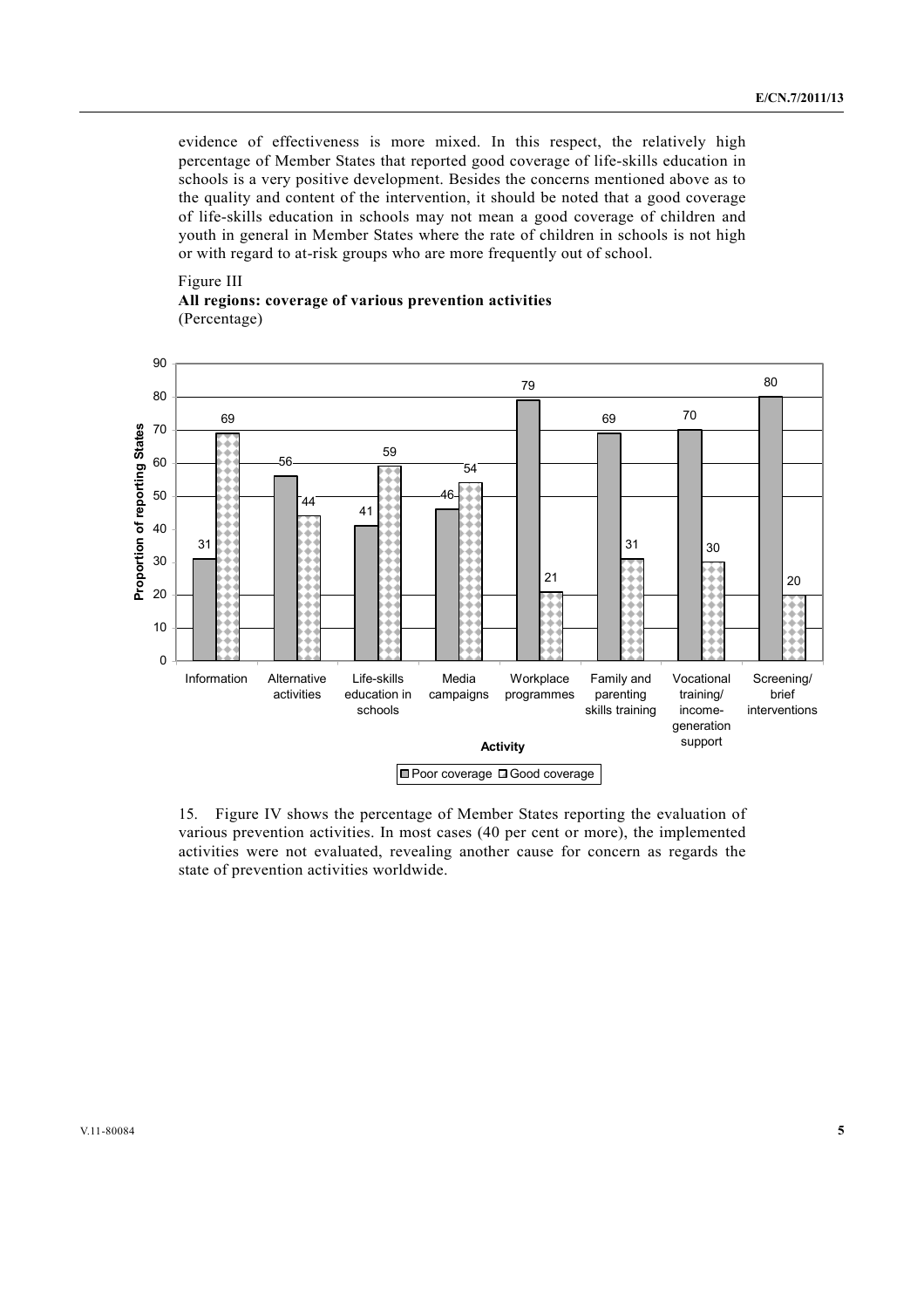evidence of effectiveness is more mixed. In this respect, the relatively high percentage of Member States that reported good coverage of life-skills education in schools is a very positive development. Besides the concerns mentioned above as to the quality and content of the intervention, it should be noted that a good coverage of life-skills education in schools may not mean a good coverage of children and youth in general in Member States where the rate of children in schools is not high or with regard to at-risk groups who are more frequently out of school.

Figure III
**All regions: coverage of various prevention activities**
(Percentage)

Proportion of reporting States

90
80
70
60
50
40
30
20
10
0

Information: 31, 69
Alternative activities: 56, 44
Life-skills education in schools: 41, 59
Media campaigns: 46, 54
Workplace programmes: 79, 21
Family and parenting skills training: 69, 31
Vocational training/ income-generation support: 70, 30
Screening/ brief interventions: 80, 20

Activity

Poor coverage  Good coverage

15. Figure IV shows the percentage of Member States reporting the evaluation of various prevention activities. In most cases (40 per cent or more), the implemented activities were not evaluated, revealing another cause for concern as regards the state of prevention activities worldwide.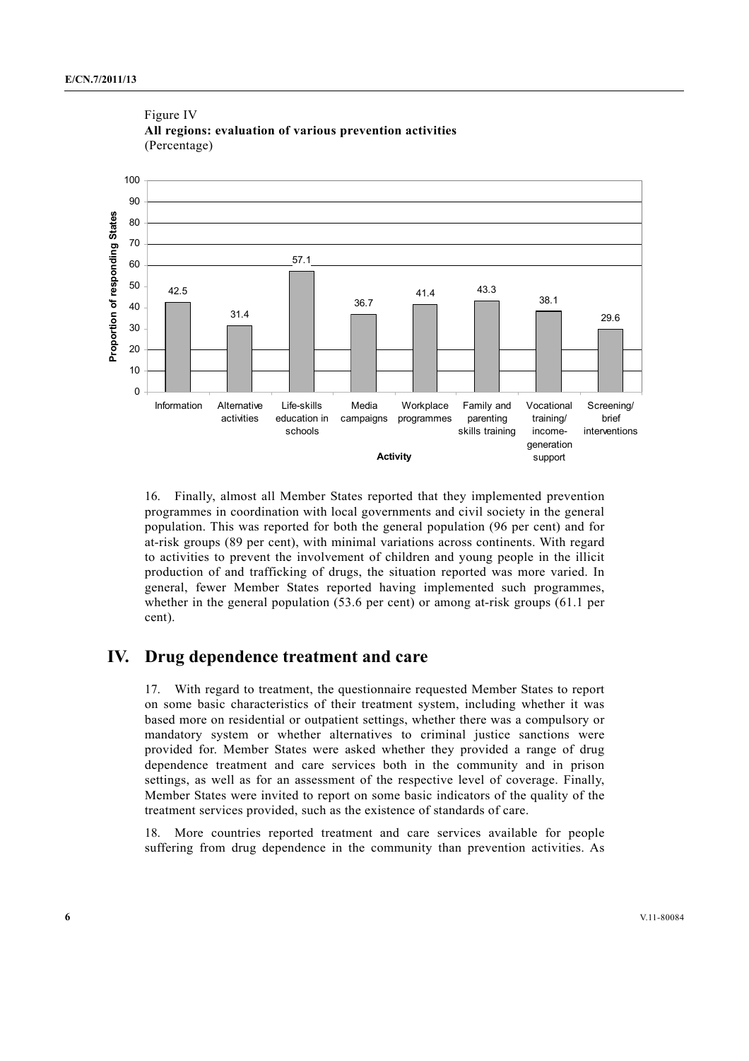Figure IV
**All regions: evaluation of various prevention activities**
(Percentage)

Proportion of responding States

100
90
80
70
60
50
40
30
20
10
0

42.5
31.4
57.1
36.7
41.4
43.3
38.1
29.6

Information
Alternative activities
Life-skills education in schools
Media campaigns
Workplace programmes
Family and parenting skills training
Vocational training/ income-generation support
Screening/ brief interventions

Activity

16. Finally, almost all Member States reported that they implemented prevention programmes in coordination with local governments and civil society in the general population. This was reported for both the general population (96 per cent) and for at-risk groups (89 per cent), with minimal variations across continents. With regard to activities to prevent the involvement of children and young people in the illicit production of and trafficking of drugs, the situation reported was more varied. In general, fewer Member States reported having implemented such programmes, whether in the general population (53.6 per cent) or among at-risk groups (61.1 per cent).

# IV. Drug dependence treatment and care

17. With regard to treatment, the questionnaire requested Member States to report on some basic characteristics of their treatment system, including whether it was based more on residential or outpatient settings, whether there was a compulsory or mandatory system or whether alternatives to criminal justice sanctions were provided for. Member States were asked whether they provided a range of drug dependence treatment and care services both in the community and in prison settings, as well as for an assessment of the respective level of coverage. Finally, Member States were invited to report on some basic indicators of the quality of the treatment services provided, such as the existence of standards of care.

18. More countries reported treatment and care services available for people suffering from drug dependence in the community than prevention activities. As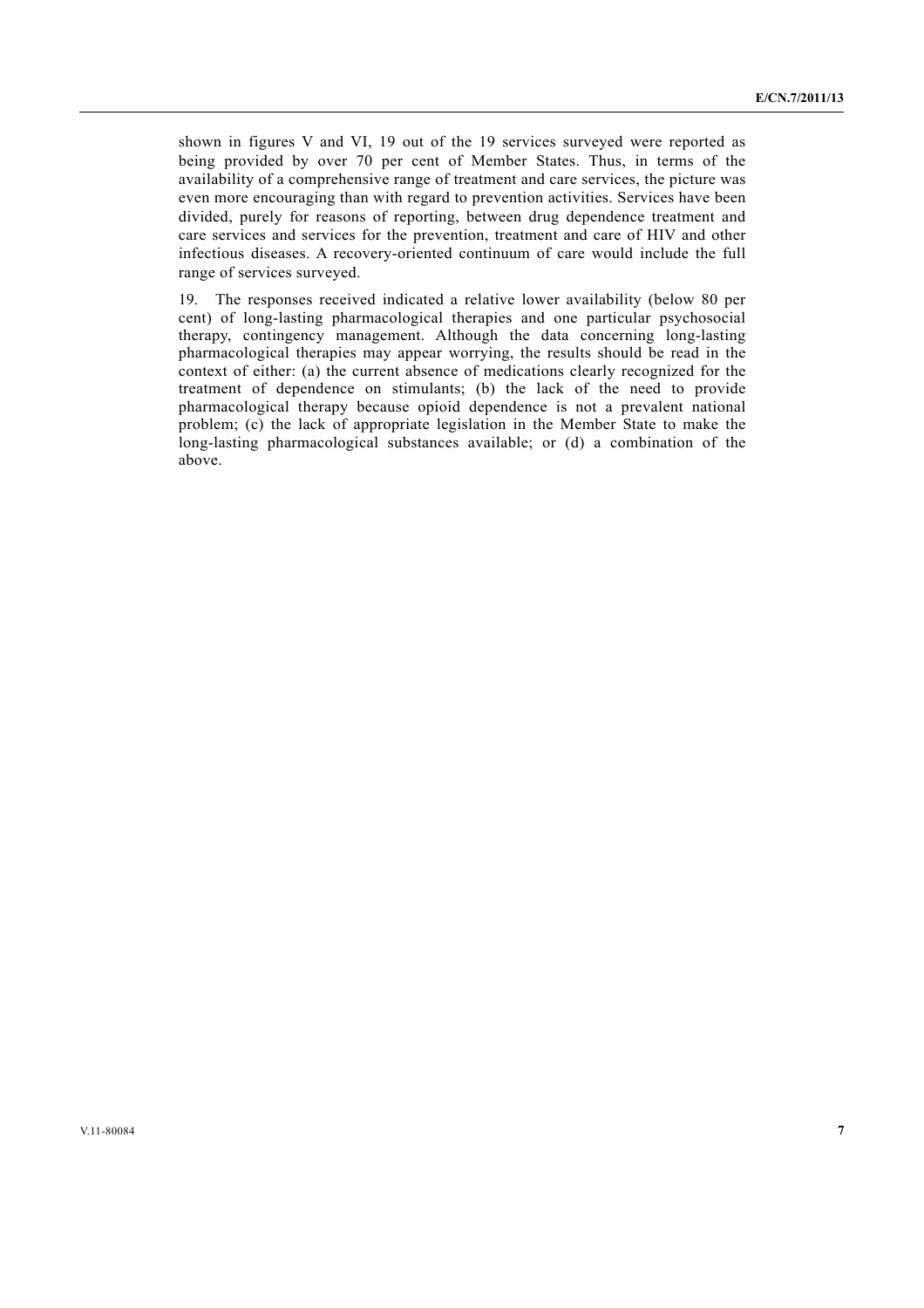shown in figures V and VI, 19 out of the 19 services surveyed were reported as being provided by over 70 per cent of Member States. Thus, in terms of the availability of a comprehensive range of treatment and care services, the picture was even more encouraging than with regard to prevention activities. Services have been divided, purely for reasons of reporting, between drug dependence treatment and care services and services for the prevention, treatment and care of HIV and other infectious diseases. A recovery-oriented continuum of care would include the full range of services surveyed.

19. The responses received indicated a relative lower availability (below 80 per cent) of long-lasting pharmacological therapies and one particular psychosocial therapy, contingency management. Although the data concerning long-lasting pharmacological therapies may appear worrying, the results should be read in the context of either: (a) the current absence of medications clearly recognized for the treatment of dependence on stimulants; (b) the lack of the need to provide pharmacological therapy because opioid dependence is not a prevalent national problem; (c) the lack of appropriate legislation in the Member State to make the long-lasting pharmacological substances available; or (d) a combination of the above.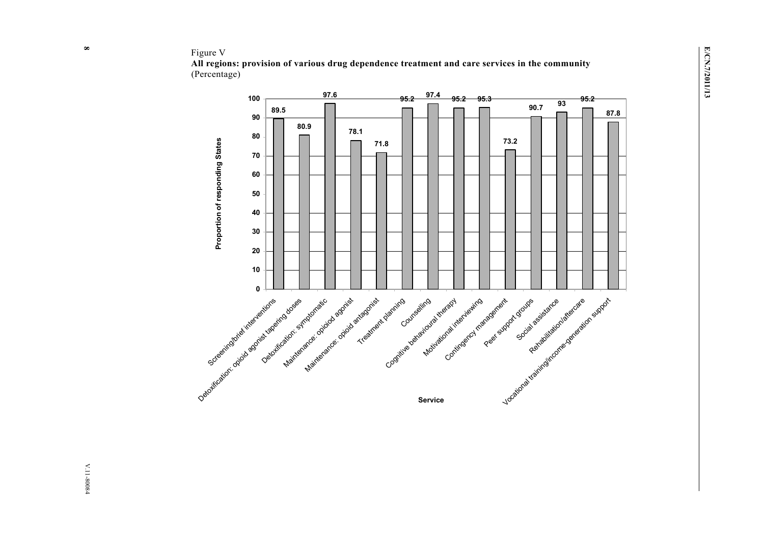Figure V

**All regions: provision of various drug dependence treatment and care services in the community**

(Percentage)

Proportion of responding States

100
90
80
70
60
50
40
30
20
10
0

89.5
80.9
97.6
78.1
71.8
95.2
97.4
95.2
95.3
73.2
90.7
93
95.2
87.8

Screening/brief interventions
Detoxification: opioid agonist tapering doses
Detoxification: symptomatic
Maintenance: opioid agonist
Maintenance: opioid antagonist
Treatment planning
Counselling
Cognitive behavioural therapy
Motivational interviewing
Contingency management
Peer support groups
Social assistance
Rehabilitation/aftercare
Vocational training/income-generation support

Service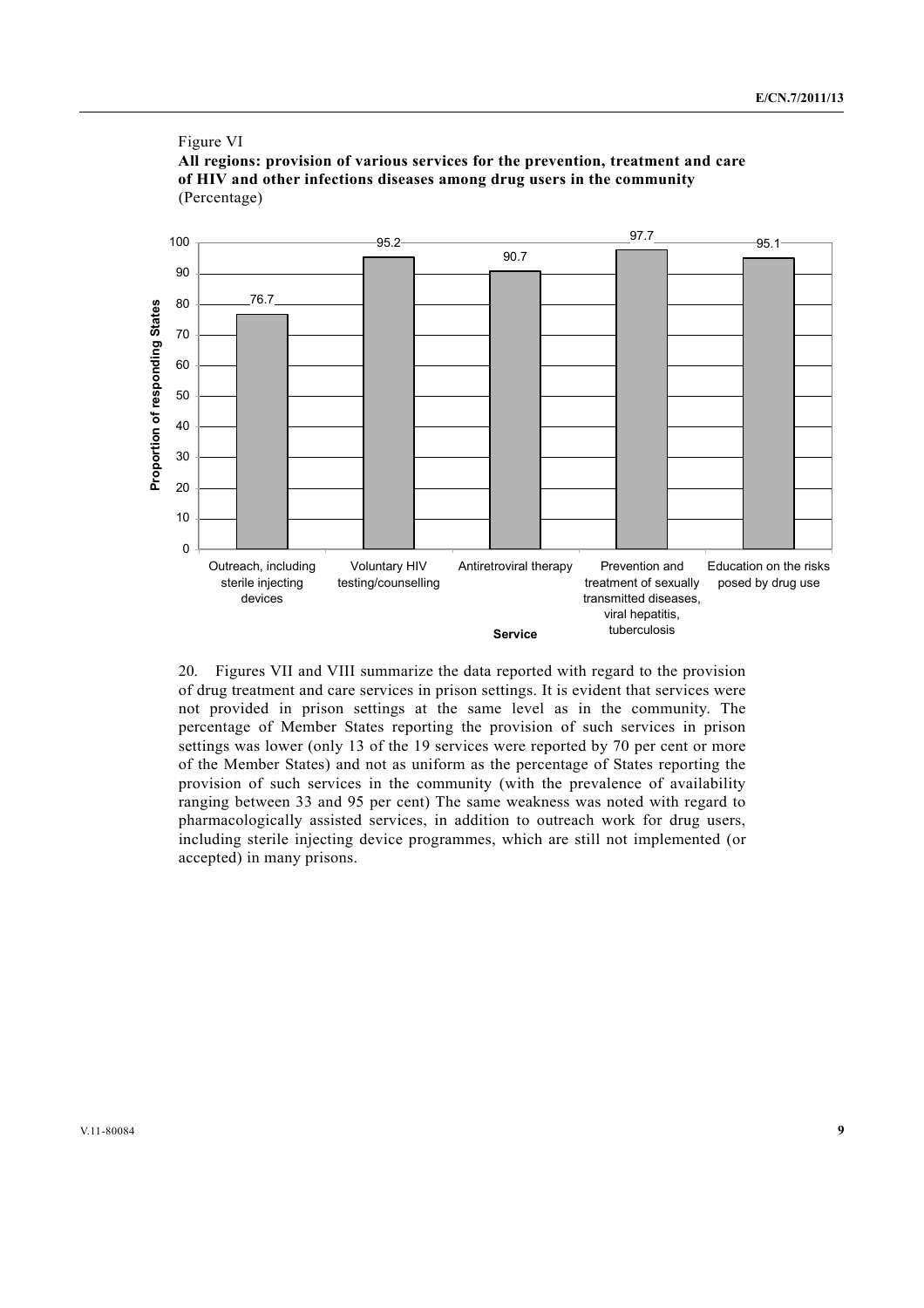Figure VI

**All regions: provision of various services for the prevention, treatment and care of HIV and other infections diseases among drug users in the community**
(Percentage)

Proportion of responding States

100
90
80
70
60
50
40
30
20
10
0

76.7
95.2
90.7
97.7
95.1

Outreach, including sterile injecting devices
Voluntary HIV testing/counselling
Antiretroviral therapy
Prevention and treatment of sexually transmitted diseases, viral hepatitis, tuberculosis
Education on the risks posed by drug use

Service

20. Figures VII and VIII summarize the data reported with regard to the provision of drug treatment and care services in prison settings. It is evident that services were not provided in prison settings at the same level as in the community. The percentage of Member States reporting the provision of such services in prison settings was lower (only 13 of the 19 services were reported by 70 per cent or more of the Member States) and not as uniform as the percentage of States reporting the provision of such services in the community (with the prevalence of availability ranging between 33 and 95 per cent) The same weakness was noted with regard to pharmacologically assisted services, in addition to outreach work for drug users, including sterile injecting device programmes, which are still not implemented (or accepted) in many prisons.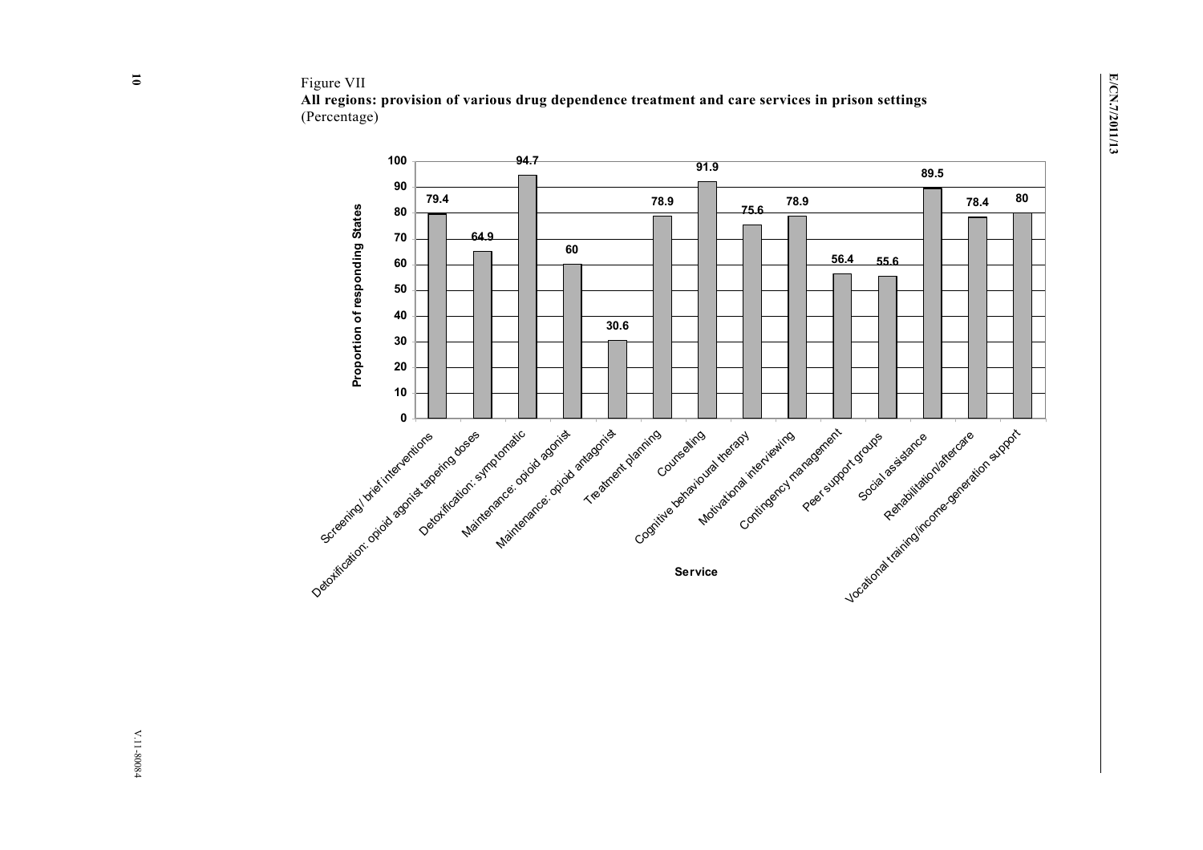Figure VII
**All regions: provision of various drug dependence treatment and care services in prison settings**
(Percentage)

Proportion of responding States

100
90
80
70
60
50
40
30
20
10
0

79.4
64.9
94.7
60
30.6
78.9
91.9
75.6
78.9
56.4
55.6
89.5
78.4
80

Screening/ brief interventions
Detoxification: opioid agonist tapering doses
Detoxification: symptomatic
Maintenance: opioid agonist
Maintenance: opioid antagonist
Treatment planning
Counselling
Cognitive behavioural therapy
Motivational interviewing
Contingency management
Peer support groups
Social assistance
Rehabilitation/aftercare
Vocational training/income-generation support

Service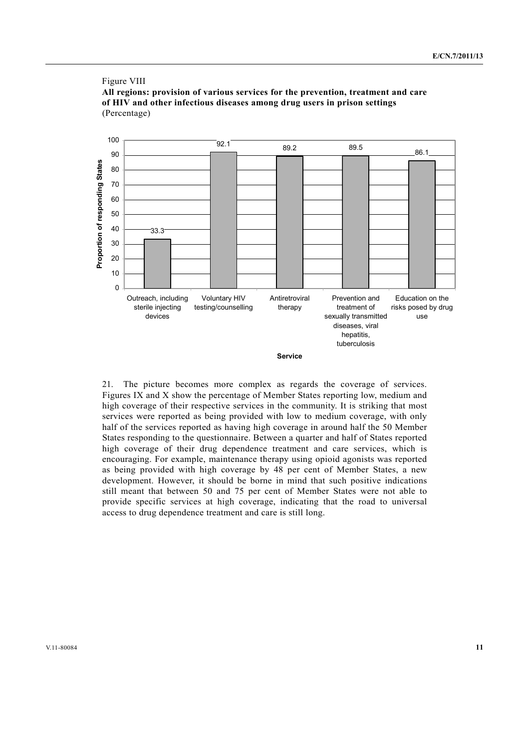Figure VIII

**All regions: provision of various services for the prevention, treatment and care of HIV and other infectious diseases among drug users in prison settings**
(Percentage)

Proportion of responding States

100
90
80
70
60
50
40
30
20
10
0

33.3
92.1
89.2
89.5
86.1

Outreach, including sterile injecting devices

Voluntary HIV testing/counselling

Antiretroviral therapy

Prevention and treatment of sexually transmitted diseases, viral hepatitis, tuberculosis

Education on the risks posed by drug use

Service

21. The picture becomes more complex as regards the coverage of services. Figures IX and X show the percentage of Member States reporting low, medium and high coverage of their respective services in the community. It is striking that most services were reported as being provided with low to medium coverage, with only half of the services reported as having high coverage in around half the 50 Member States responding to the questionnaire. Between a quarter and half of States reported high coverage of their drug dependence treatment and care services, which is encouraging. For example, maintenance therapy using opioid agonists was reported as being provided with high coverage by 48 per cent of Member States, a new development. However, it should be borne in mind that such positive indications still meant that between 50 and 75 per cent of Member States were not able to provide specific services at high coverage, indicating that the road to universal access to drug dependence treatment and care is still long.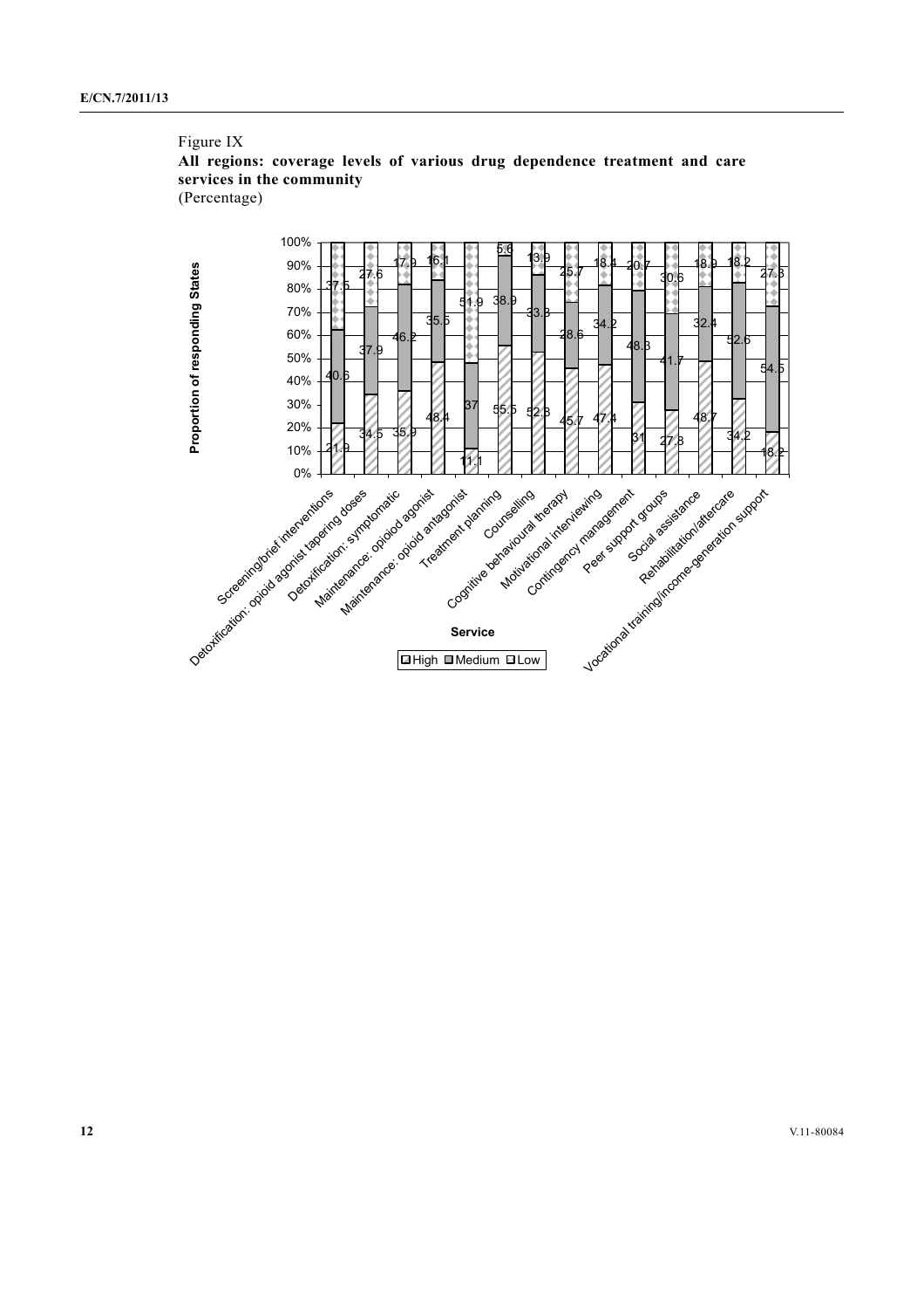Figure IX

**All regions: coverage levels of various drug dependence treatment and care services in the community**

(Percentage)

Proportion of responding States

100%
90%
80%
70%
60%
50%
40%
30%
20%
10%
0%

Screening/brief interventions: 21.9, 40.6, 37.5
Detoxification: opioid agonist tapering doses: 34.5, 37.9, 27.6
Detoxification: symptomatic: 35.9, 46.2, 17.9
Maintenance: opioid agonist: 48.4, 35.5, 16.1
Maintenance: opioid antagonist: 11.1, 37, 51.9
Treatment planning: 55.5, 38.9, 5.6
Counselling: 52.8, 33.3, 13.9
Cognitive behavioural therapy: 45.7, 28.6, 25.7
Motivational interviewing: 47.4, 34.2, 18.4
Contingency management: 31, 48.3, 20.7
Peer support groups: 27.8, 41.7, 30.6
Social assistance: 48.7, 32.4, 18.9
Rehabilitation/aftercare: 34.2, 52.6, 18.2
Vocational training/income-generation support: 18.2, 54.5, 27.3

Service

High Medium Low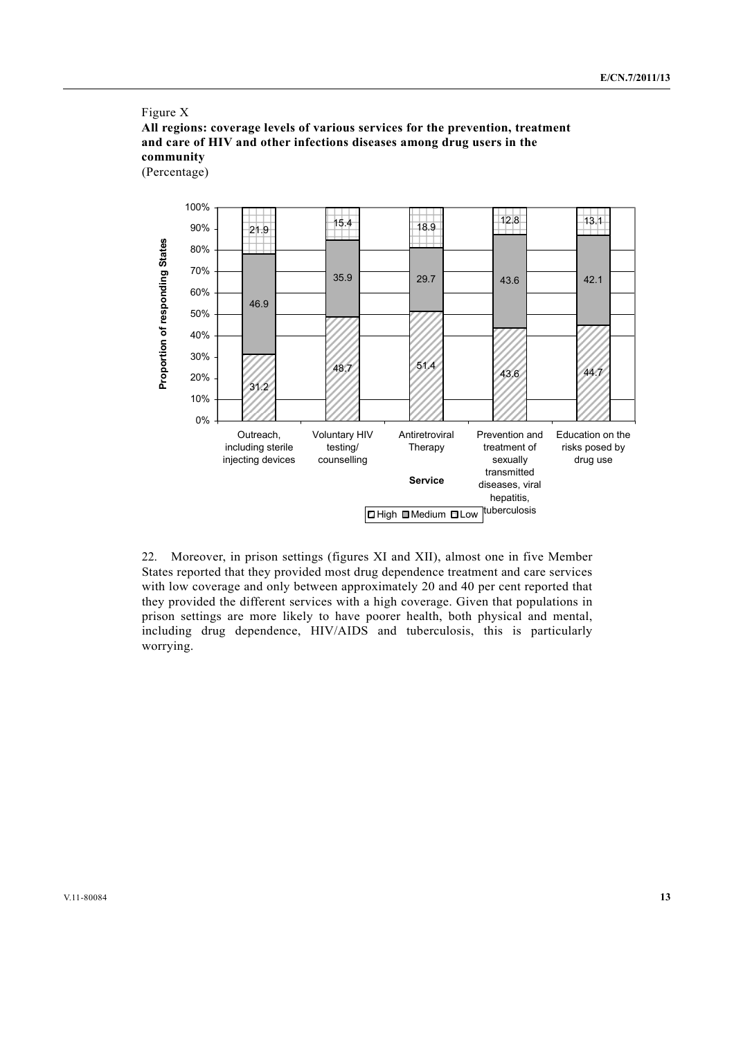Figure X

**All regions: coverage levels of various services for the prevention, treatment and care of HIV and other infections diseases among drug users in the community**

(Percentage)

Proportion of responding States

100%
90%
80%
70%
60%
50%
40%
30%
20%
10%
0%

Outreach, including sterile injecting devices: 21.9, 46.9, 31.2

Voluntary HIV testing/ counselling: 15.4, 35.9, 48.7

Antiretroviral Therapy: 18.9, 29.7, 51.4

Prevention and treatment of sexually transmitted diseases, viral hepatitis, tuberculosis: 12.8, 43.6, 43.6

Education on the risks posed by drug use: 13.1, 42.1, 44.7

Service

High Medium Low

22. Moreover, in prison settings (figures XI and XII), almost one in five Member States reported that they provided most drug dependence treatment and care services with low coverage and only between approximately 20 and 40 per cent reported that they provided the different services with a high coverage. Given that populations in prison settings are more likely to have poorer health, both physical and mental, including drug dependence, HIV/AIDS and tuberculosis, this is particularly worrying.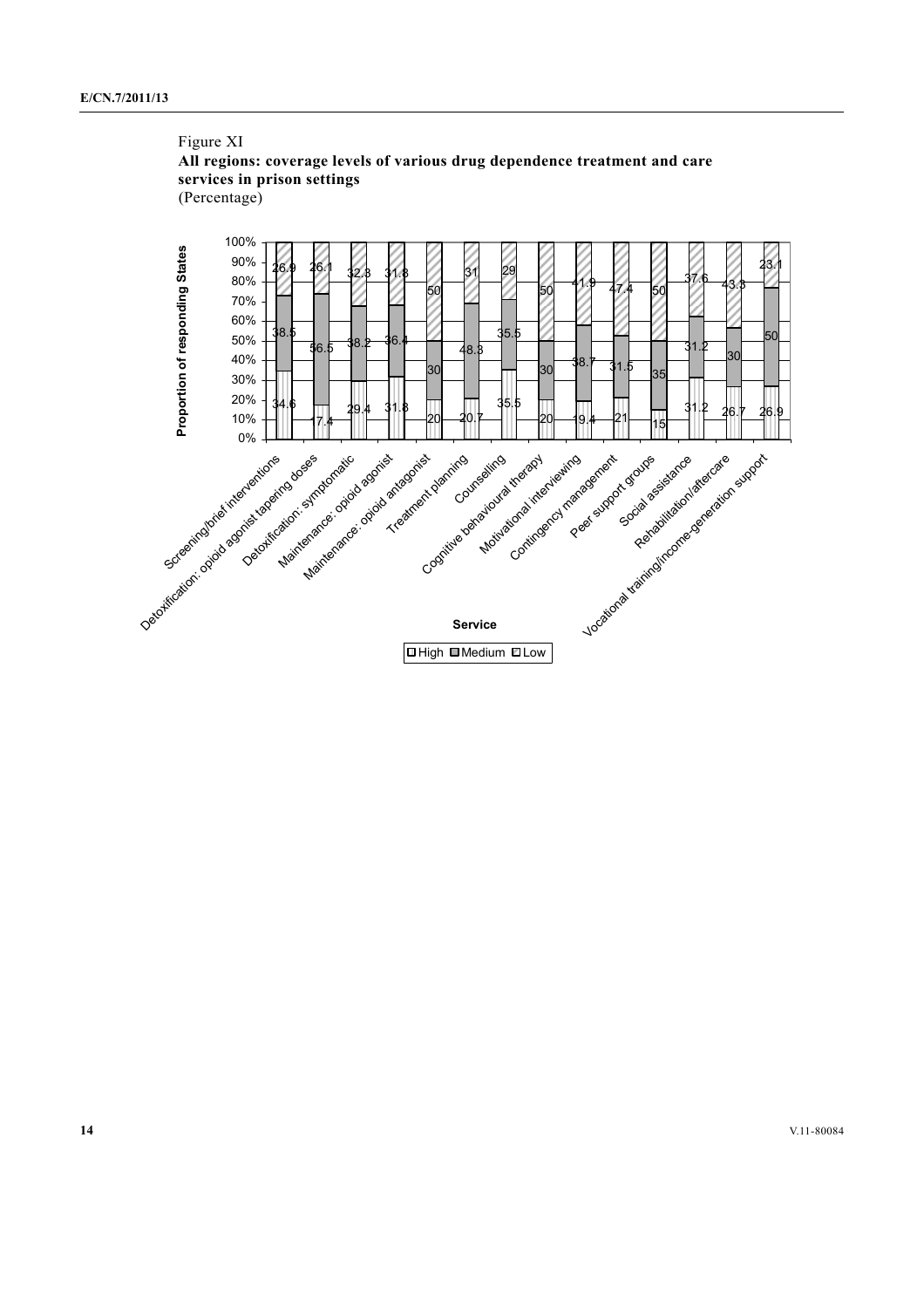Figure XI

**All regions: coverage levels of various drug dependence treatment and care services in prison settings**

(Percentage)

Proportion of responding States

100%
90%
80%
70%
60%
50%
40%
30%
20%
10%
0%

Screening/brief interventions: 34.6, 38.5, 26.9

Detoxification: opioid agonist tapering doses: 17.4, 56.5, 26.1

Detoxification: symptomatic: 29.4, 38.2, 32.3

Maintenance: opioid agonist: 31.8, 36.4, 31.8

Maintenance: opioid antagonist: 20, 30, 50

Treatment planning: 20.7, 48.3, 31

Counselling: 35.5, 35.5, 29

Cognitive behavioural therapy: 20, 30, 50

Motivational interviewing: 19.4, 38.7, 41.9

Contingency management: 21, 31.5, 47.4

Peer support groups: 15, 35, 50

Social assistance: 31.2, 31.2, 37.6

Rehabilitation/aftercare: 26.7, 30, 43.3

Vocational training/income-generation support: 26.9, 50, 23.1

Service

High Medium Low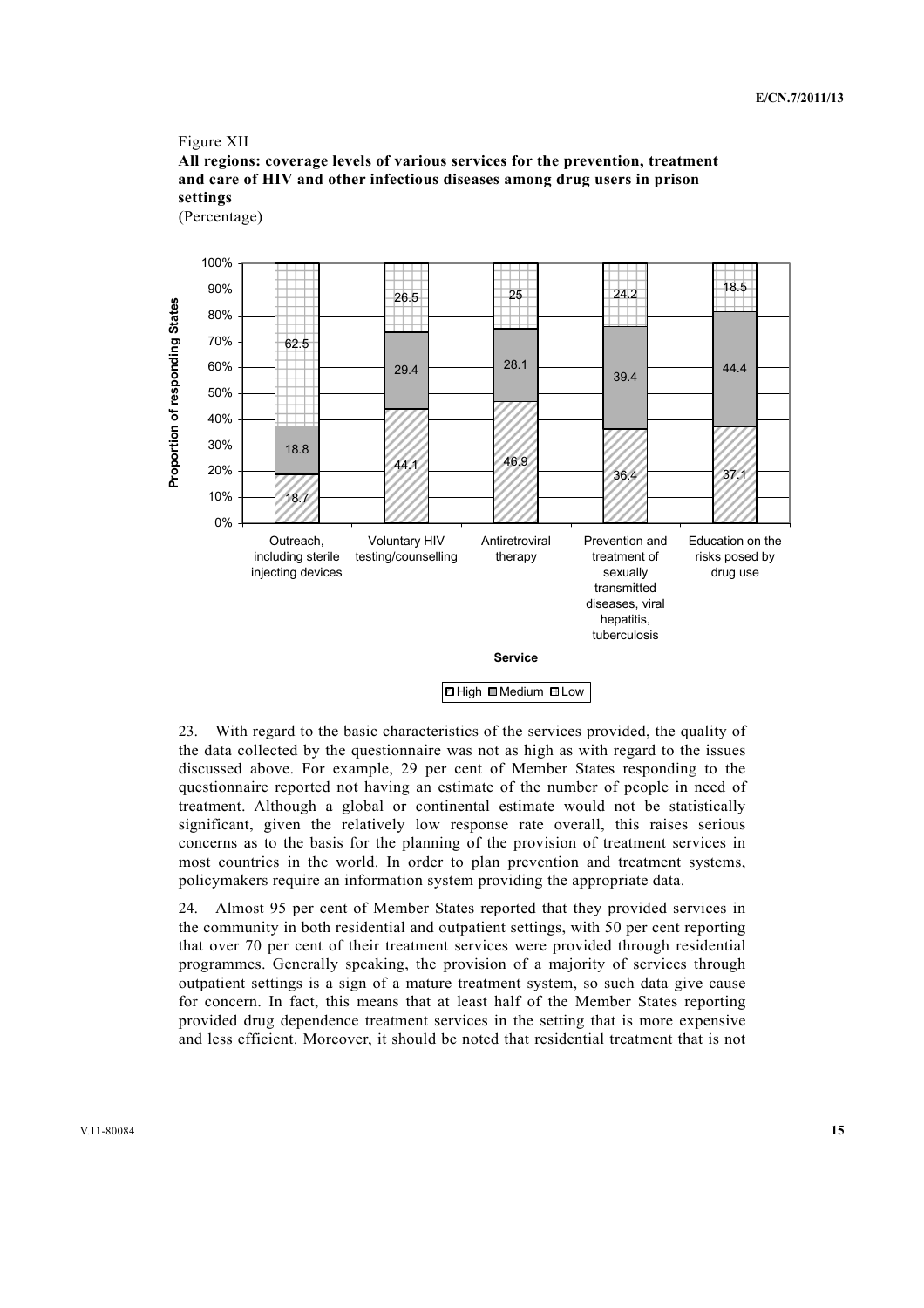Figure XII

**All regions: coverage levels of various services for the prevention, treatment and care of HIV and other infectious diseases among drug users in prison settings**

(Percentage)

Proportion of responding States

100%
90%
80%
70%
60%
50%
40%
30%
20%
10%
0%

Outreach, including sterile injecting devices: 62.5, 18.8, 18.7

Voluntary HIV testing/counselling: 26.5, 29.4, 44.1

Antiretroviral therapy: 25, 28.1, 46.9

Prevention and treatment of sexually transmitted diseases, viral hepatitis, tuberculosis: 24.2, 39.4, 36.4

Education on the risks posed by drug use: 18.5, 44.4, 37.1

Service

High Medium Low

23. With regard to the basic characteristics of the services provided, the quality of the data collected by the questionnaire was not as high as with regard to the issues discussed above. For example, 29 per cent of Member States responding to the questionnaire reported not having an estimate of the number of people in need of treatment. Although a global or continental estimate would not be statistically significant, given the relatively low response rate overall, this raises serious concerns as to the basis for the planning of the provision of treatment services in most countries in the world. In order to plan prevention and treatment systems, policymakers require an information system providing the appropriate data.

24. Almost 95 per cent of Member States reported that they provided services in the community in both residential and outpatient settings, with 50 per cent reporting that over 70 per cent of their treatment services were provided through residential programmes. Generally speaking, the provision of a majority of services through outpatient settings is a sign of a mature treatment system, so such data give cause for concern. In fact, this means that at least half of the Member States reporting provided drug dependence treatment services in the setting that is more expensive and less efficient. Moreover, it should be noted that residential treatment that is not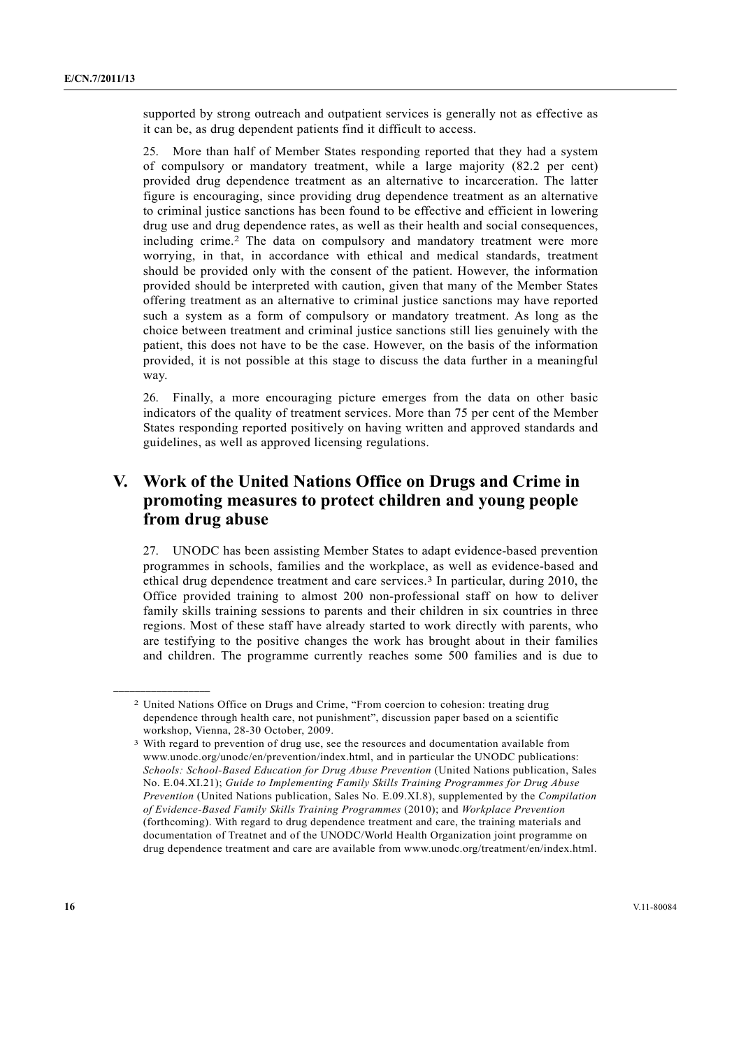supported by strong outreach and outpatient services is generally not as effective as it can be, as drug dependent patients find it difficult to access.

25. More than half of Member States responding reported that they had a system of compulsory or mandatory treatment, while a large majority (82.2 per cent) provided drug dependence treatment as an alternative to incarceration. The latter figure is encouraging, since providing drug dependence treatment as an alternative to criminal justice sanctions has been found to be effective and efficient in lowering drug use and drug dependence rates, as well as their health and social consequences, including crime.[2] The data on compulsory and mandatory treatment were more worrying, in that, in accordance with ethical and medical standards, treatment should be provided only with the consent of the patient. However, the information provided should be interpreted with caution, given that many of the Member States offering treatment as an alternative to criminal justice sanctions may have reported such a system as a form of compulsory or mandatory treatment. As long as the choice between treatment and criminal justice sanctions still lies genuinely with the patient, this does not have to be the case. However, on the basis of the information provided, it is not possible at this stage to discuss the data further in a meaningful way.

26. Finally, a more encouraging picture emerges from the data on other basic indicators of the quality of treatment services. More than 75 per cent of the Member States responding reported positively on having written and approved standards and guidelines, as well as approved licensing regulations.

## V. Work of the United Nations Office on Drugs and Crime in promoting measures to protect children and young people from drug abuse

27. UNODC has been assisting Member States to adapt evidence-based prevention programmes in schools, families and the workplace, as well as evidence-based and ethical drug dependence treatment and care services.[3] In particular, during 2010, the Office provided training to almost 200 non-professional staff on how to deliver family skills training sessions to parents and their children in six countries in three regions. Most of these staff have already started to work directly with parents, who are testifying to the positive changes the work has brought about in their families and children. The programme currently reaches some 500 families and is due to

---

[2] United Nations Office on Drugs and Crime, "From coercion to cohesion: treating drug dependence through health care, not punishment", discussion paper based on a scientific workshop, Vienna, 28-30 October, 2009.

[3] With regard to prevention of drug use, see the resources and documentation available from www.unodc.org/unodc/en/prevention/index.html, and in particular the UNODC publications: *Schools: School-Based Education for Drug Abuse Prevention* (United Nations publication, Sales No. E.04.XI.21); *Guide to Implementing Family Skills Training Programmes for Drug Abuse Prevention* (United Nations publication, Sales No. E.09.XI.8), supplemented by the *Compilation of Evidence-Based Family Skills Training Programmes* (2010); and *Workplace Prevention* (forthcoming). With regard to drug dependence treatment and care, the training materials and documentation of Treatnet and of the UNODC/World Health Organization joint programme on drug dependence treatment and care are available from www.unodc.org/treatment/en/index.html.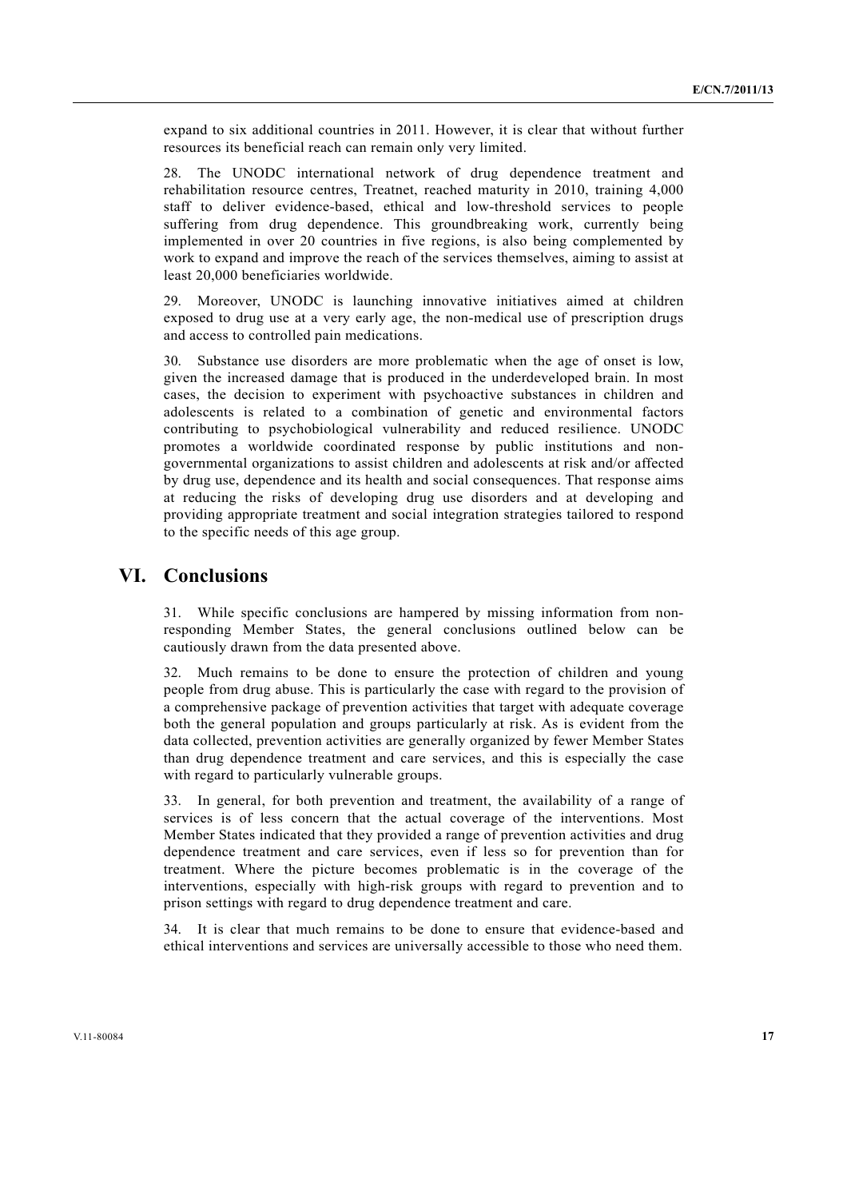expand to six additional countries in 2011. However, it is clear that without further resources its beneficial reach can remain only very limited.

28. The UNODC international network of drug dependence treatment and rehabilitation resource centres, Treatnet, reached maturity in 2010, training 4,000 staff to deliver evidence-based, ethical and low-threshold services to people suffering from drug dependence. This groundbreaking work, currently being implemented in over 20 countries in five regions, is also being complemented by work to expand and improve the reach of the services themselves, aiming to assist at least 20,000 beneficiaries worldwide.

29. Moreover, UNODC is launching innovative initiatives aimed at children exposed to drug use at a very early age, the non-medical use of prescription drugs and access to controlled pain medications.

30. Substance use disorders are more problematic when the age of onset is low, given the increased damage that is produced in the underdeveloped brain. In most cases, the decision to experiment with psychoactive substances in children and adolescents is related to a combination of genetic and environmental factors contributing to psychobiological vulnerability and reduced resilience. UNODC promotes a worldwide coordinated response by public institutions and non-governmental organizations to assist children and adolescents at risk and/or affected by drug use, dependence and its health and social consequences. That response aims at reducing the risks of developing drug use disorders and at developing and providing appropriate treatment and social integration strategies tailored to respond to the specific needs of this age group.

## VI. Conclusions

31. While specific conclusions are hampered by missing information from non-responding Member States, the general conclusions outlined below can be cautiously drawn from the data presented above.

32. Much remains to be done to ensure the protection of children and young people from drug abuse. This is particularly the case with regard to the provision of a comprehensive package of prevention activities that target with adequate coverage both the general population and groups particularly at risk. As is evident from the data collected, prevention activities are generally organized by fewer Member States than drug dependence treatment and care services, and this is especially the case with regard to particularly vulnerable groups.

33. In general, for both prevention and treatment, the availability of a range of services is of less concern that the actual coverage of the interventions. Most Member States indicated that they provided a range of prevention activities and drug dependence treatment and care services, even if less so for prevention than for treatment. Where the picture becomes problematic is in the coverage of the interventions, especially with high-risk groups with regard to prevention and to prison settings with regard to drug dependence treatment and care.

34. It is clear that much remains to be done to ensure that evidence-based and ethical interventions and services are universally accessible to those who need them.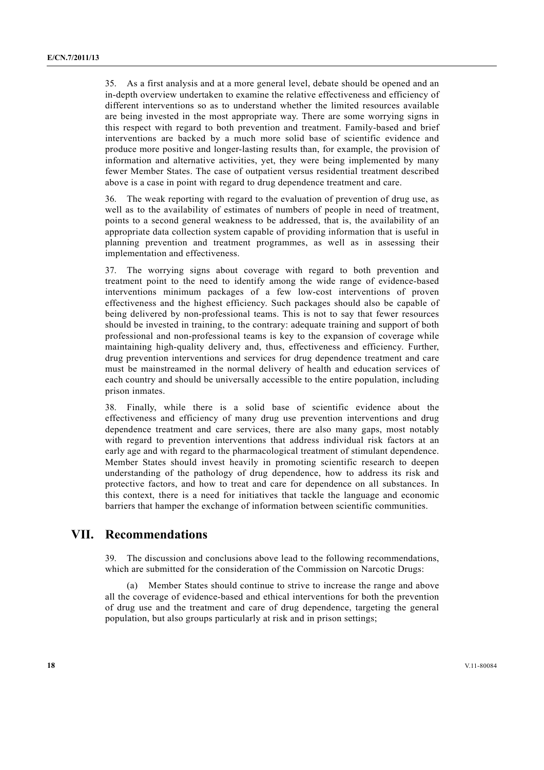35. As a first analysis and at a more general level, debate should be opened and an in-depth overview undertaken to examine the relative effectiveness and efficiency of different interventions so as to understand whether the limited resources available are being invested in the most appropriate way. There are some worrying signs in this respect with regard to both prevention and treatment. Family-based and brief interventions are backed by a much more solid base of scientific evidence and produce more positive and longer-lasting results than, for example, the provision of information and alternative activities, yet, they were being implemented by many fewer Member States. The case of outpatient versus residential treatment described above is a case in point with regard to drug dependence treatment and care.

36. The weak reporting with regard to the evaluation of prevention of drug use, as well as to the availability of estimates of numbers of people in need of treatment, points to a second general weakness to be addressed, that is, the availability of an appropriate data collection system capable of providing information that is useful in planning prevention and treatment programmes, as well as in assessing their implementation and effectiveness.

37. The worrying signs about coverage with regard to both prevention and treatment point to the need to identify among the wide range of evidence-based interventions minimum packages of a few low-cost interventions of proven effectiveness and the highest efficiency. Such packages should also be capable of being delivered by non-professional teams. This is not to say that fewer resources should be invested in training, to the contrary: adequate training and support of both professional and non-professional teams is key to the expansion of coverage while maintaining high-quality delivery and, thus, effectiveness and efficiency. Further, drug prevention interventions and services for drug dependence treatment and care must be mainstreamed in the normal delivery of health and education services of each country and should be universally accessible to the entire population, including prison inmates.

38. Finally, while there is a solid base of scientific evidence about the effectiveness and efficiency of many drug use prevention interventions and drug dependence treatment and care services, there are also many gaps, most notably with regard to prevention interventions that address individual risk factors at an early age and with regard to the pharmacological treatment of stimulant dependence. Member States should invest heavily in promoting scientific research to deepen understanding of the pathology of drug dependence, how to address its risk and protective factors, and how to treat and care for dependence on all substances. In this context, there is a need for initiatives that tackle the language and economic barriers that hamper the exchange of information between scientific communities.

## VII. Recommendations

39. The discussion and conclusions above lead to the following recommendations, which are submitted for the consideration of the Commission on Narcotic Drugs:

(a) Member States should continue to strive to increase the range and above all the coverage of evidence-based and ethical interventions for both the prevention of drug use and the treatment and care of drug dependence, targeting the general population, but also groups particularly at risk and in prison settings;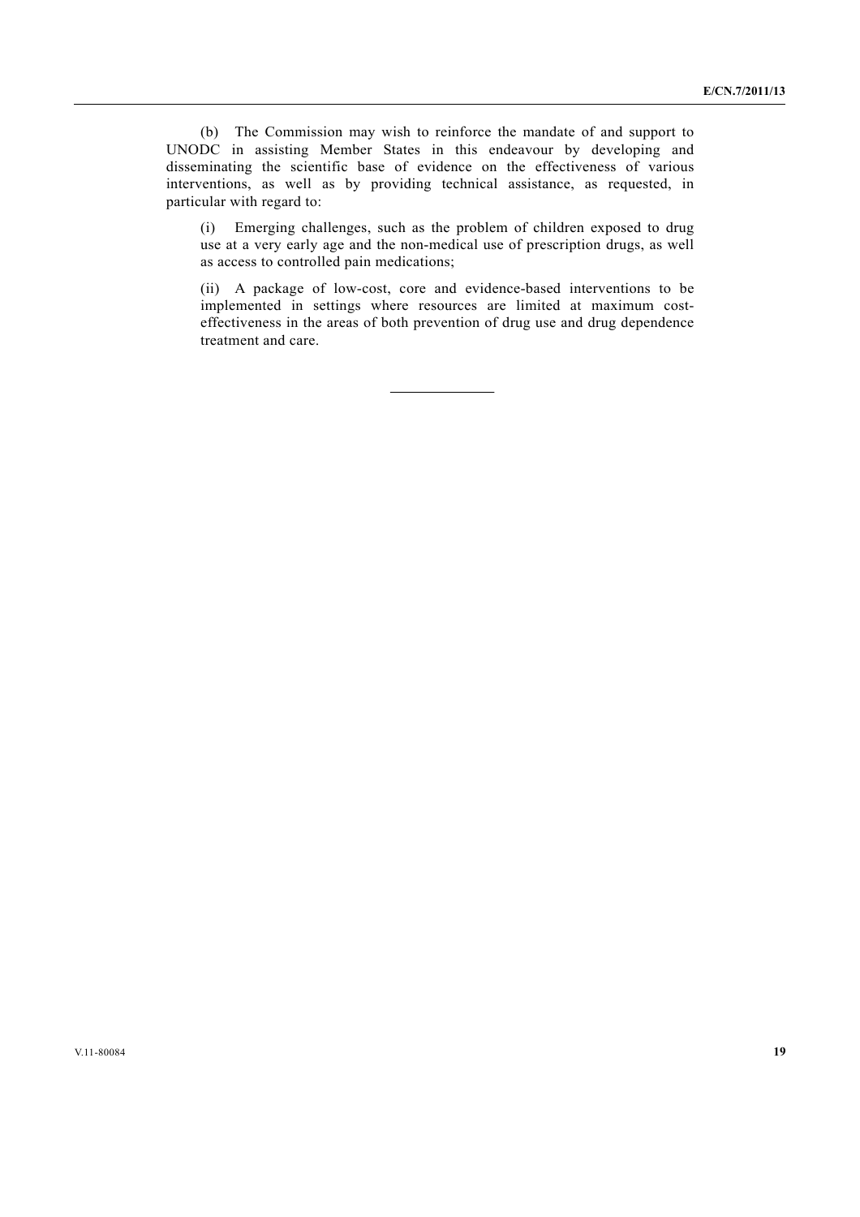(b) The Commission may wish to reinforce the mandate of and support to UNODC in assisting Member States in this endeavour by developing and disseminating the scientific base of evidence on the effectiveness of various interventions, as well as by providing technical assistance, as requested, in particular with regard to:

(i) Emerging challenges, such as the problem of children exposed to drug use at a very early age and the non-medical use of prescription drugs, as well as access to controlled pain medications;

(ii) A package of low-cost, core and evidence-based interventions to be implemented in settings where resources are limited at maximum cost-effectiveness in the areas of both prevention of drug use and drug dependence treatment and care.